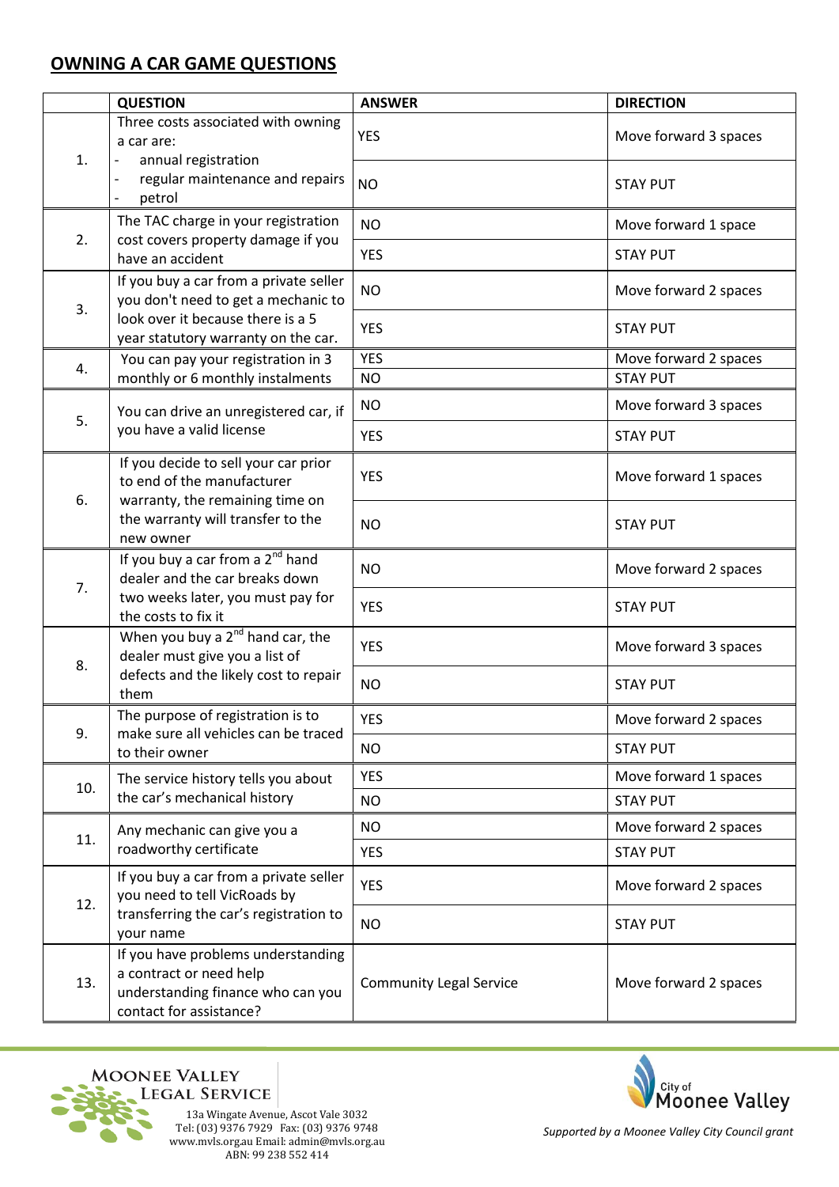## OWNING A CAR GAME QUESTIONS

| | QUESTION | ANSWER | DIRECTION |
|---|---|---|---|
| 1. | Three costs associated with owning a car are: - annual registration - regular maintenance and repairs - petrol | YES | Move forward 3 spaces |
| | | NO | STAY PUT |
| 2. | The TAC charge in your registration cost covers property damage if you have an accident | NO | Move forward 1 space |
| | | YES | STAY PUT |
| 3. | If you buy a car from a private seller you don't need to get a mechanic to look over it because there is a 5 year statutory warranty on the car. | NO | Move forward 2 spaces |
| | | YES | STAY PUT |
| 4. | You can pay your registration in 3 monthly or 6 monthly instalments | YES | Move forward 2 spaces |
| | | NO | STAY PUT |
| 5. | You can drive an unregistered car, if you have a valid license | NO | Move forward 3 spaces |
| | | YES | STAY PUT |
| 6. | If you decide to sell your car prior to end of the manufacturer warranty, the remaining time on the warranty will transfer to the new owner | YES | Move forward 1 spaces |
| | | NO | STAY PUT |
| 7. | If you buy a car from a 2nd hand dealer and the car breaks down two weeks later, you must pay for the costs to fix it | NO | Move forward 2 spaces |
| | | YES | STAY PUT |
| 8. | When you buy a 2nd hand car, the dealer must give you a list of defects and the likely cost to repair them | YES | Move forward 3 spaces |
| | | NO | STAY PUT |
| 9. | The purpose of registration is to make sure all vehicles can be traced to their owner | YES | Move forward 2 spaces |
| | | NO | STAY PUT |
| 10. | The service history tells you about the car's mechanical history | YES | Move forward 1 spaces |
| | | NO | STAY PUT |
| 11. | Any mechanic can give you a roadworthy certificate | NO | Move forward 2 spaces |
| | | YES | STAY PUT |
| 12. | If you buy a car from a private seller you need to tell VicRoads by transferring the car's registration to your name | YES | Move forward 2 spaces |
| | | NO | STAY PUT |
| 13. | If you have problems understanding a contract or need help understanding finance who can you contact for assistance? | Community Legal Service | Move forward 2 spaces |

MOONEE VALLEY LEGAL SERVICE
13a Wingate Avenue, Ascot Vale 3032
Tel: (03) 9376 7929 Fax: (03) 9376 9748
www.mvls.org.au Email: admin@mvls.org.au
ABN: 99 238 552 414

City of Moonee Valley

*Supported by a Moonee Valley City Council grant*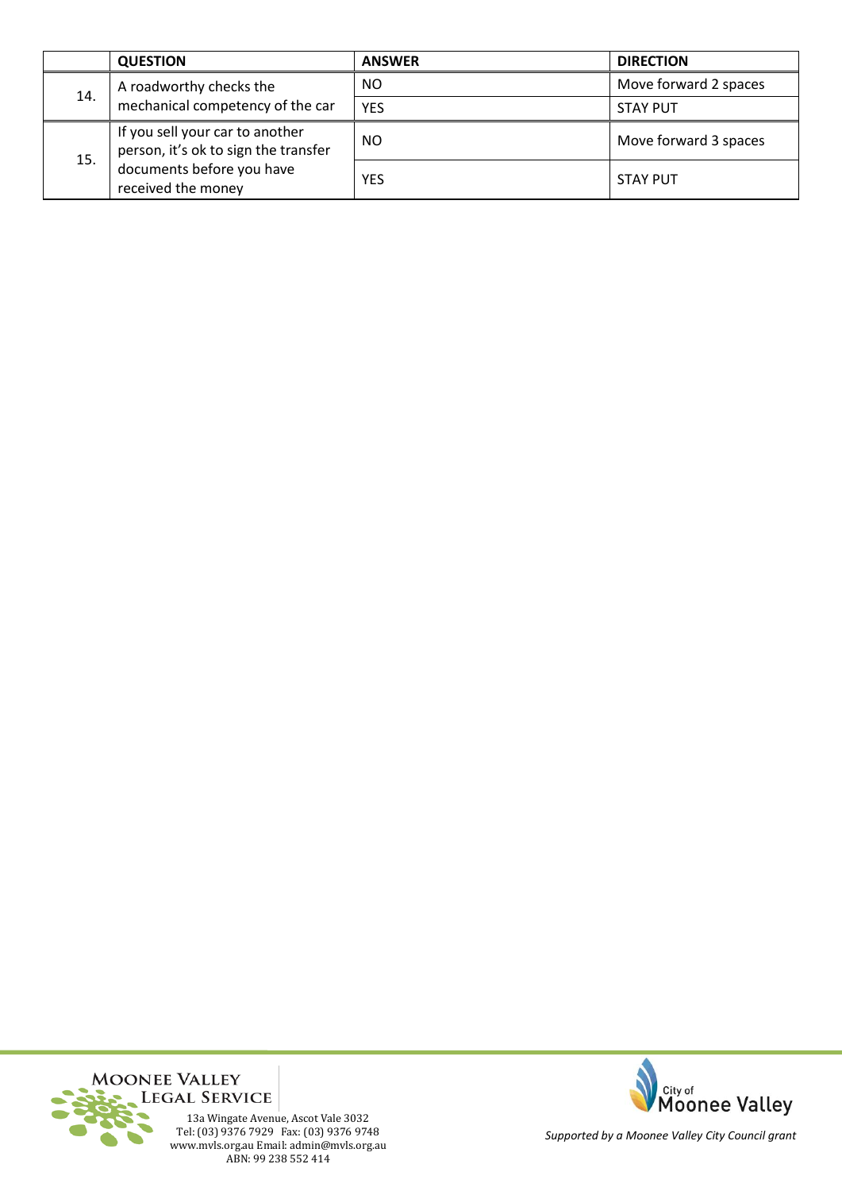| | QUESTION | ANSWER | DIRECTION |
|---|---|---|---|
| 14. | A roadworthy checks the mechanical competency of the car | NO | Move forward 2 spaces |
| | | YES | STAY PUT |
| 15. | If you sell your car to another person, it's ok to sign the transfer documents before you have received the money | NO | Move forward 3 spaces |
| | | YES | STAY PUT |

MOONEE VALLEY LEGAL SERVICE
13a Wingate Avenue, Ascot Vale 3032
Tel: (03) 9376 7929 Fax: (03) 9376 9748
www.mvls.org.au Email: admin@mvls.org.au
ABN: 99 238 552 414

City of Moonee Valley

*Supported by a Moonee Valley City Council grant*